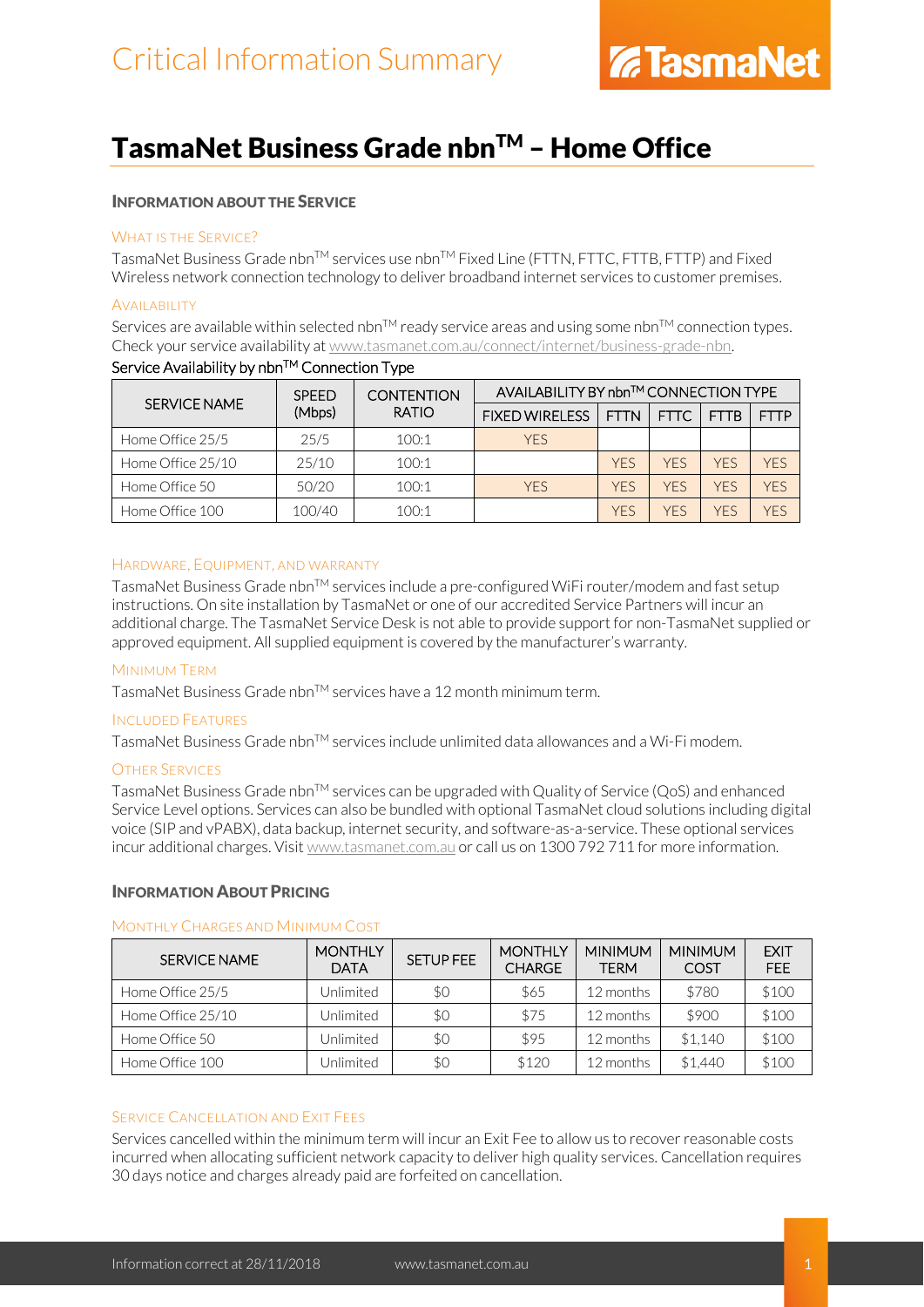# Critical Information Summary

# TasmaNet Business Grade nbn™ – Home Office

## Information about the Service

### What is the Service?

TasmaNet Business Grade nbn™ services use nbn™ Fixed Line (FTTN, FTTC, FTTB, FTTP) and Fixed Wireless network connection technology to deliver broadband internet services to customer premises.

### Availability

Services are available within selected nbn™ ready service areas and using some nbn™ connection types. Check your service availability at www.tasmanet.com.au/connect/internet/business-grade-nbn.

Service Availability by nbn™ Connection Type

| SERVICE NAME | SPEED (Mbps) | CONTENTION RATIO | AVAILABILITY BY nbn™ CONNECTION TYPE | | | | |
|---|---|---|---|---|---|---|---|
| | | | FIXED WIRELESS | FTTN | FTTC | FTTB | FTTP |
| Home Office 25/5 | 25/5 | 100:1 | YES | | | | |
| Home Office 25/10 | 25/10 | 100:1 | | YES | YES | YES | YES |
| Home Office 50 | 50/20 | 100:1 | YES | YES | YES | YES | YES |
| Home Office 100 | 100/40 | 100:1 | | YES | YES | YES | YES |

### Hardware, Equipment, and Warranty

TasmaNet Business Grade nbn™ services include a pre-configured WiFi router/modem and fast setup instructions. On site installation by TasmaNet or one of our accredited Service Partners will incur an additional charge. The TasmaNet Service Desk is not able to provide support for non-TasmaNet supplied or approved equipment. All supplied equipment is covered by the manufacturer's warranty.

### Minimum Term

TasmaNet Business Grade nbn™ services have a 12 month minimum term.

### Included Features

TasmaNet Business Grade nbn™ services include unlimited data allowances and a Wi-Fi modem.

### Other Services

TasmaNet Business Grade nbn™ services can be upgraded with Quality of Service (QoS) and enhanced Service Level options. Services can also be bundled with optional TasmaNet cloud solutions including digital voice (SIP and vPABX), data backup, internet security, and software-as-a-service. These optional services incur additional charges. Visit www.tasmanet.com.au or call us on 1300 792 711 for more information.

## Information About Pricing

### Monthly Charges and Minimum Cost

| SERVICE NAME | MONTHLY DATA | SETUP FEE | MONTHLY CHARGE | MINIMUM TERM | MINIMUM COST | EXIT FEE |
|---|---|---|---|---|---|---|
| Home Office 25/5 | Unlimited | $0 | $65 | 12 months | $780 | $100 |
| Home Office 25/10 | Unlimited | $0 | $75 | 12 months | $900 | $100 |
| Home Office 50 | Unlimited | $0 | $95 | 12 months | $1,140 | $100 |
| Home Office 100 | Unlimited | $0 | $120 | 12 months | $1,440 | $100 |

### Service Cancellation and Exit Fees

Services cancelled within the minimum term will incur an Exit Fee to allow us to recover reasonable costs incurred when allocating sufficient network capacity to deliver high quality services. Cancellation requires 30 days notice and charges already paid are forfeited on cancellation.

Information correct at 28/11/2018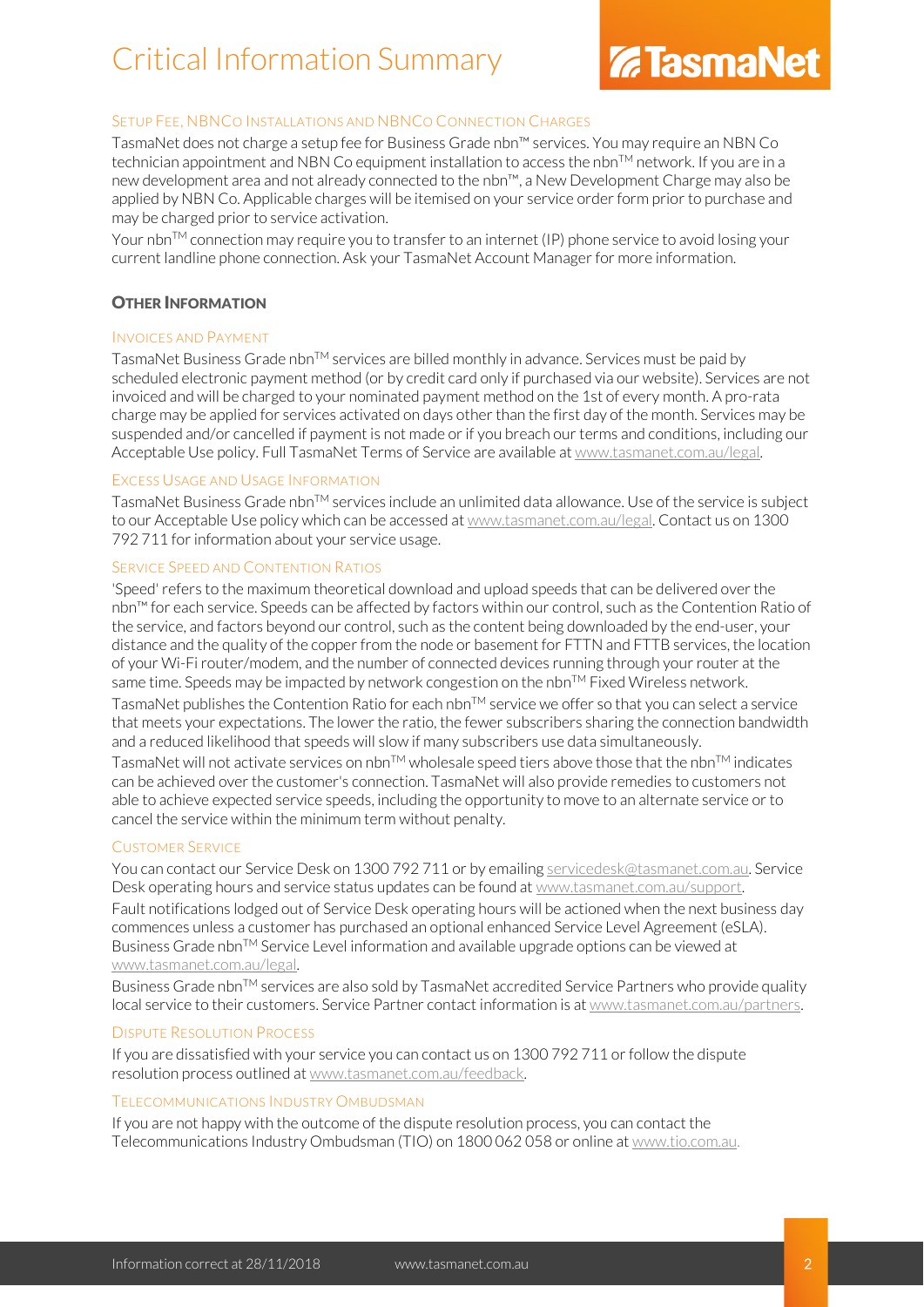# Critical Information Summary

### Setup Fee, NBNCo Installations and NBNCo Connection Charges

TasmaNet does not charge a setup fee for Business Grade nbn™ services. You may require an NBN Co technician appointment and NBN Co equipment installation to access the nbn™ network. If you are in a new development area and not already connected to the nbn™, a New Development Charge may also be applied by NBN Co. Applicable charges will be itemised on your service order form prior to purchase and may be charged prior to service activation.

Your nbn™ connection may require you to transfer to an internet (IP) phone service to avoid losing your current landline phone connection. Ask your TasmaNet Account Manager for more information.

## Other Information

### Invoices and Payment

TasmaNet Business Grade nbn™ services are billed monthly in advance. Services must be paid by scheduled electronic payment method (or by credit card only if purchased via our website). Services are not invoiced and will be charged to your nominated payment method on the 1st of every month. A pro-rata charge may be applied for services activated on days other than the first day of the month. Services may be suspended and/or cancelled if payment is not made or if you breach our terms and conditions, including our Acceptable Use policy. Full TasmaNet Terms of Service are available at www.tasmanet.com.au/legal.

### Excess Usage and Usage Information

TasmaNet Business Grade nbn™ services include an unlimited data allowance. Use of the service is subject to our Acceptable Use policy which can be accessed at www.tasmanet.com.au/legal. Contact us on 1300 792 711 for information about your service usage.

### Service Speed and Contention Ratios

'Speed' refers to the maximum theoretical download and upload speeds that can be delivered over the nbn™ for each service. Speeds can be affected by factors within our control, such as the Contention Ratio of the service, and factors beyond our control, such as the content being downloaded by the end-user, your distance and the quality of the copper from the node or basement for FTTN and FTTB services, the location of your Wi-Fi router/modem, and the number of connected devices running through your router at the same time. Speeds may be impacted by network congestion on the nbn™ Fixed Wireless network.

TasmaNet publishes the Contention Ratio for each nbn™ service we offer so that you can select a service that meets your expectations. The lower the ratio, the fewer subscribers sharing the connection bandwidth and a reduced likelihood that speeds will slow if many subscribers use data simultaneously.

TasmaNet will not activate services on nbn™ wholesale speed tiers above those that the nbn™ indicates can be achieved over the customer's connection. TasmaNet will also provide remedies to customers not able to achieve expected service speeds, including the opportunity to move to an alternate service or to cancel the service within the minimum term without penalty.

### Customer Service

You can contact our Service Desk on 1300 792 711 or by emailing servicedesk@tasmanet.com.au. Service Desk operating hours and service status updates can be found at www.tasmanet.com.au/support.

Fault notifications lodged out of Service Desk operating hours will be actioned when the next business day commences unless a customer has purchased an optional enhanced Service Level Agreement (eSLA). Business Grade nbn™ Service Level information and available upgrade options can be viewed at www.tasmanet.com.au/legal.

Business Grade nbn™ services are also sold by TasmaNet accredited Service Partners who provide quality local service to their customers. Service Partner contact information is at www.tasmanet.com.au/partners.

### Dispute Resolution Process

If you are dissatisfied with your service you can contact us on 1300 792 711 or follow the dispute resolution process outlined at www.tasmanet.com.au/feedback.

### Telecommunications Industry Ombudsman

If you are not happy with the outcome of the dispute resolution process, you can contact the Telecommunications Industry Ombudsman (TIO) on 1800 062 058 or online at www.tio.com.au.

Information correct at 28/11/2018